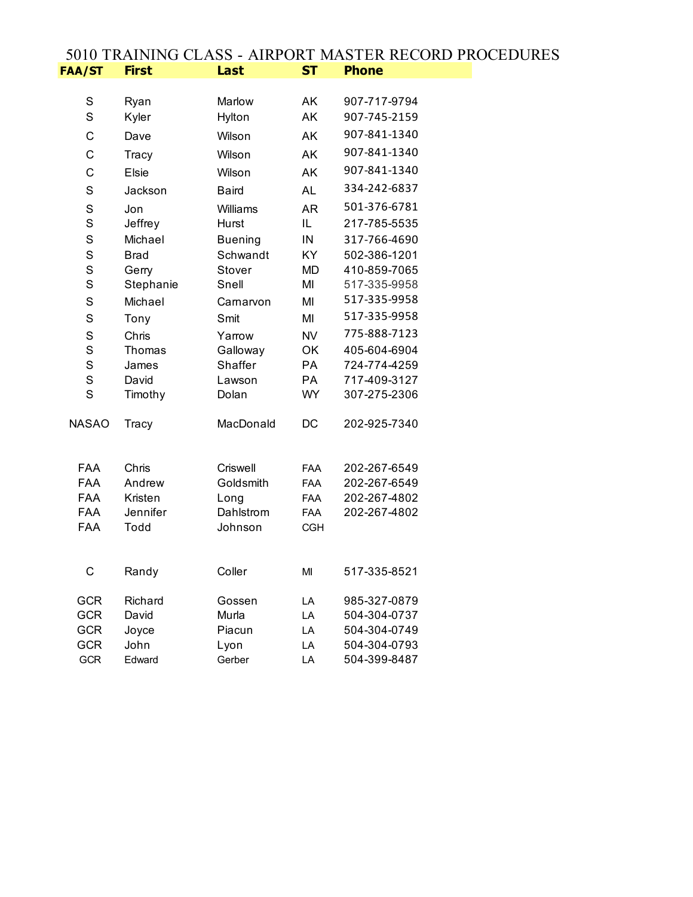# 5010 TRAINING CLASS - AIRPORT MASTER RECORD PROCEDURES

| FAA/ST | First | Last | ST | Phone |
|---|---|---|---|---|
| S | Ryan | Marlow | AK | 907-717-9794 |
| S | Kyler | Hylton | AK | 907-745-2159 |
| C | Dave | Wilson | AK | 907-841-1340 |
| C | Tracy | Wilson | AK | 907-841-1340 |
| C | Elsie | Wilson | AK | 907-841-1340 |
| S | Jackson | Baird | AL | 334-242-6837 |
| S | Jon | Williams | AR | 501-376-6781 |
| S | Jeffrey | Hurst | IL | 217-785-5535 |
| S | Michael | Buening | IN | 317-766-4690 |
| S | Brad | Schwandt | KY | 502-386-1201 |
| S | Gerry | Stover | MD | 410-859-7065 |
| S | Stephanie | Snell | MI | 517-335-9958 |
| S | Michael | Carnarvon | MI | 517-335-9958 |
| S | Tony | Smit | MI | 517-335-9958 |
| S | Chris | Yarrow | NV | 775-888-7123 |
| S | Thomas | Galloway | OK | 405-604-6904 |
| S | James | Shaffer | PA | 724-774-4259 |
| S | David | Lawson | PA | 717-409-3127 |
| S | Timothy | Dolan | WY | 307-275-2306 |
| NASAO | Tracy | MacDonald | DC | 202-925-7340 |
| FAA | Chris | Criswell | FAA | 202-267-6549 |
| FAA | Andrew | Goldsmith | FAA | 202-267-6549 |
| FAA | Kristen | Long | FAA | 202-267-4802 |
| FAA | Jennifer | Dahlstrom | FAA | 202-267-4802 |
| FAA | Todd | Johnson | CGH | |
| C | Randy | Coller | MI | 517-335-8521 |
| GCR | Richard | Gossen | LA | 985-327-0879 |
| GCR | David | Murla | LA | 504-304-0737 |
| GCR | Joyce | Piacun | LA | 504-304-0749 |
| GCR | John | Lyon | LA | 504-304-0793 |
| GCR | Edward | Gerber | LA | 504-399-8487 |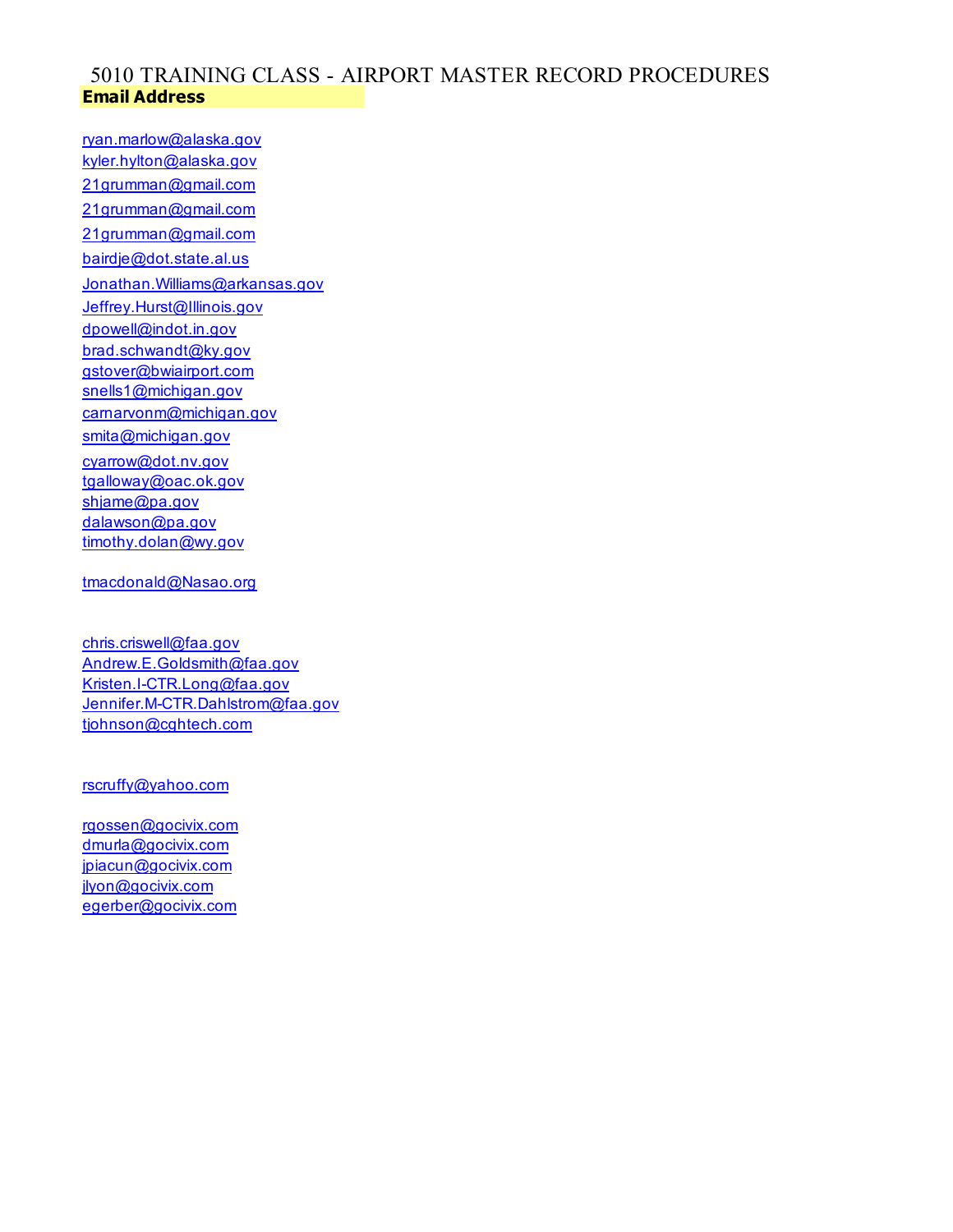# 5010 TRAINING CLASS - AIRPORT MASTER RECORD PROCEDURES

**Email Address**

ryan.marlow@alaska.gov
kyler.hylton@alaska.gov
21grumman@gmail.com
21grumman@gmail.com
21grumman@gmail.com
bairdje@dot.state.al.us
Jonathan.Williams@arkansas.gov
Jeffrey.Hurst@Illinois.gov
dpowell@indot.in.gov
brad.schwandt@ky.gov
gstover@bwiairport.com
snells1@michigan.gov
carnarvonm@michigan.gov
smita@michigan.gov
cyarrow@dot.nv.gov
tgalloway@oac.ok.gov
shjame@pa.gov
dalawson@pa.gov
timothy.dolan@wy.gov

tmacdonald@Nasao.org

chris.criswell@faa.gov
Andrew.E.Goldsmith@faa.gov
Kristen.I-CTR.Long@faa.gov
Jennifer.M-CTR.Dahlstrom@faa.gov
tjohnson@cghtech.com

rscruffy@yahoo.com

rgossen@gocivix.com
dmurla@gocivix.com
jpiacun@gocivix.com
jlyon@gocivix.com
egerber@gocivix.com